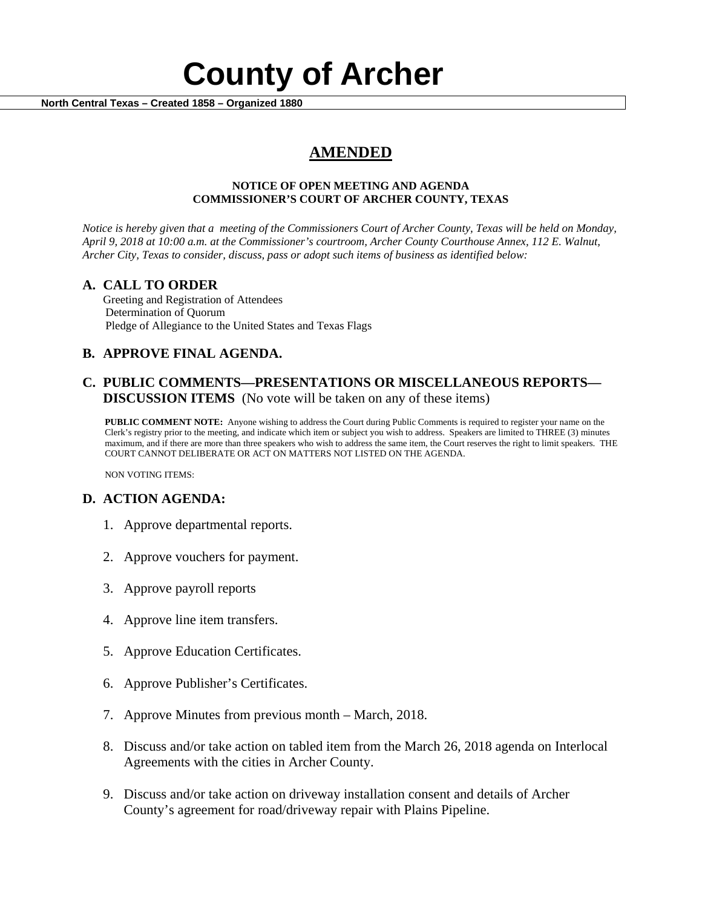# County of Archer

**North Central Texas – Created 1858 – Organized 1880**

## AMENDED

**NOTICE OF OPEN MEETING AND AGENDA**
**COMMISSIONER'S COURT OF ARCHER COUNTY, TEXAS**

*Notice is hereby given that a meeting of the Commissioners Court of Archer County, Texas will be held on Monday, April 9, 2018 at 10:00 a.m. at the Commissioner's courtroom, Archer County Courthouse Annex, 112 E. Walnut, Archer City, Texas to consider, discuss, pass or adopt such items of business as identified below:*

### A. CALL TO ORDER

Greeting and Registration of Attendees
Determination of Quorum
Pledge of Allegiance to the United States and Texas Flags

### B. APPROVE FINAL AGENDA.

### C. PUBLIC COMMENTS—PRESENTATIONS OR MISCELLANEOUS REPORTS—DISCUSSION ITEMS (No vote will be taken on any of these items)

**PUBLIC COMMENT NOTE:** Anyone wishing to address the Court during Public Comments is required to register your name on the Clerk's registry prior to the meeting, and indicate which item or subject you wish to address. Speakers are limited to THREE (3) minutes maximum, and if there are more than three speakers who wish to address the same item, the Court reserves the right to limit speakers. THE COURT CANNOT DELIBERATE OR ACT ON MATTERS NOT LISTED ON THE AGENDA.

NON VOTING ITEMS:

### D. ACTION AGENDA:

1. Approve departmental reports.
2. Approve vouchers for payment.
3. Approve payroll reports
4. Approve line item transfers.
5. Approve Education Certificates.
6. Approve Publisher's Certificates.
7. Approve Minutes from previous month – March, 2018.
8. Discuss and/or take action on tabled item from the March 26, 2018 agenda on Interlocal Agreements with the cities in Archer County.
9. Discuss and/or take action on driveway installation consent and details of Archer County's agreement for road/driveway repair with Plains Pipeline.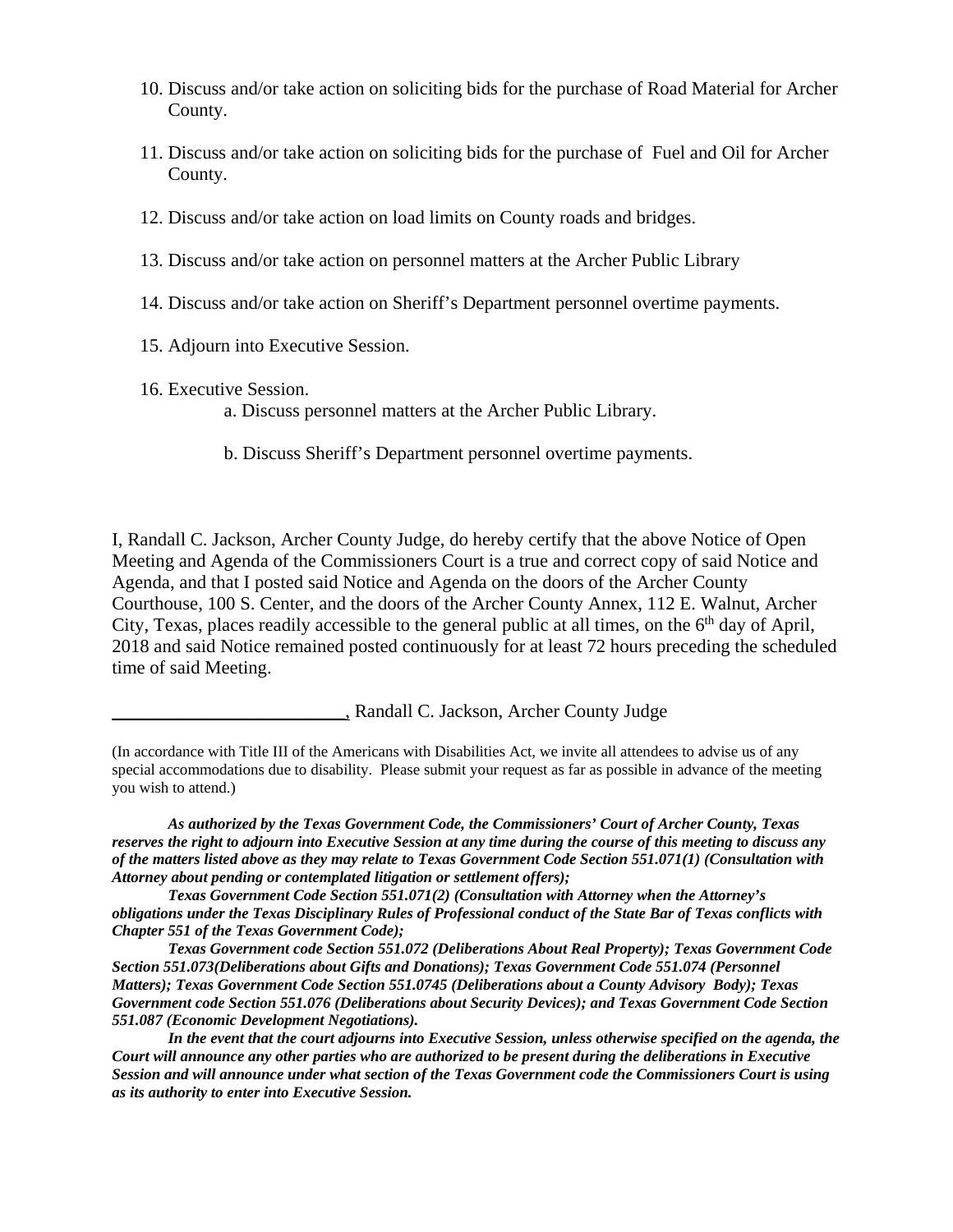10. Discuss and/or take action on soliciting bids for the purchase of Road Material for Archer County.

11. Discuss and/or take action on soliciting bids for the purchase of Fuel and Oil for Archer County.

12. Discuss and/or take action on load limits on County roads and bridges.

13. Discuss and/or take action on personnel matters at the Archer Public Library

14. Discuss and/or take action on Sheriff's Department personnel overtime payments.

15. Adjourn into Executive Session.

16. Executive Session.
    a. Discuss personnel matters at the Archer Public Library.

    b. Discuss Sheriff's Department personnel overtime payments.

I, Randall C. Jackson, Archer County Judge, do hereby certify that the above Notice of Open Meeting and Agenda of the Commissioners Court is a true and correct copy of said Notice and Agenda, and that I posted said Notice and Agenda on the doors of the Archer County Courthouse, 100 S. Center, and the doors of the Archer County Annex, 112 E. Walnut, Archer City, Texas, places readily accessible to the general public at all times, on the 6th day of April, 2018 and said Notice remained posted continuously for at least 72 hours preceding the scheduled time of said Meeting.

__________________________, Randall C. Jackson, Archer County Judge

(In accordance with Title III of the Americans with Disabilities Act, we invite all attendees to advise us of any special accommodations due to disability. Please submit your request as far as possible in advance of the meeting you wish to attend.)

***As authorized by the Texas Government Code, the Commissioners' Court of Archer County, Texas reserves the right to adjourn into Executive Session at any time during the course of this meeting to discuss any of the matters listed above as they may relate to Texas Government Code Section 551.071(1) (Consultation with Attorney about pending or contemplated litigation or settlement offers);***

***Texas Government Code Section 551.071(2) (Consultation with Attorney when the Attorney's obligations under the Texas Disciplinary Rules of Professional conduct of the State Bar of Texas conflicts with Chapter 551 of the Texas Government Code);***

***Texas Government code Section 551.072 (Deliberations About Real Property); Texas Government Code Section 551.073(Deliberations about Gifts and Donations); Texas Government Code 551.074 (Personnel Matters); Texas Government Code Section 551.0745 (Deliberations about a County Advisory Body); Texas Government code Section 551.076 (Deliberations about Security Devices); and Texas Government Code Section 551.087 (Economic Development Negotiations).***

***In the event that the court adjourns into Executive Session, unless otherwise specified on the agenda, the Court will announce any other parties who are authorized to be present during the deliberations in Executive Session and will announce under what section of the Texas Government code the Commissioners Court is using as its authority to enter into Executive Session.***